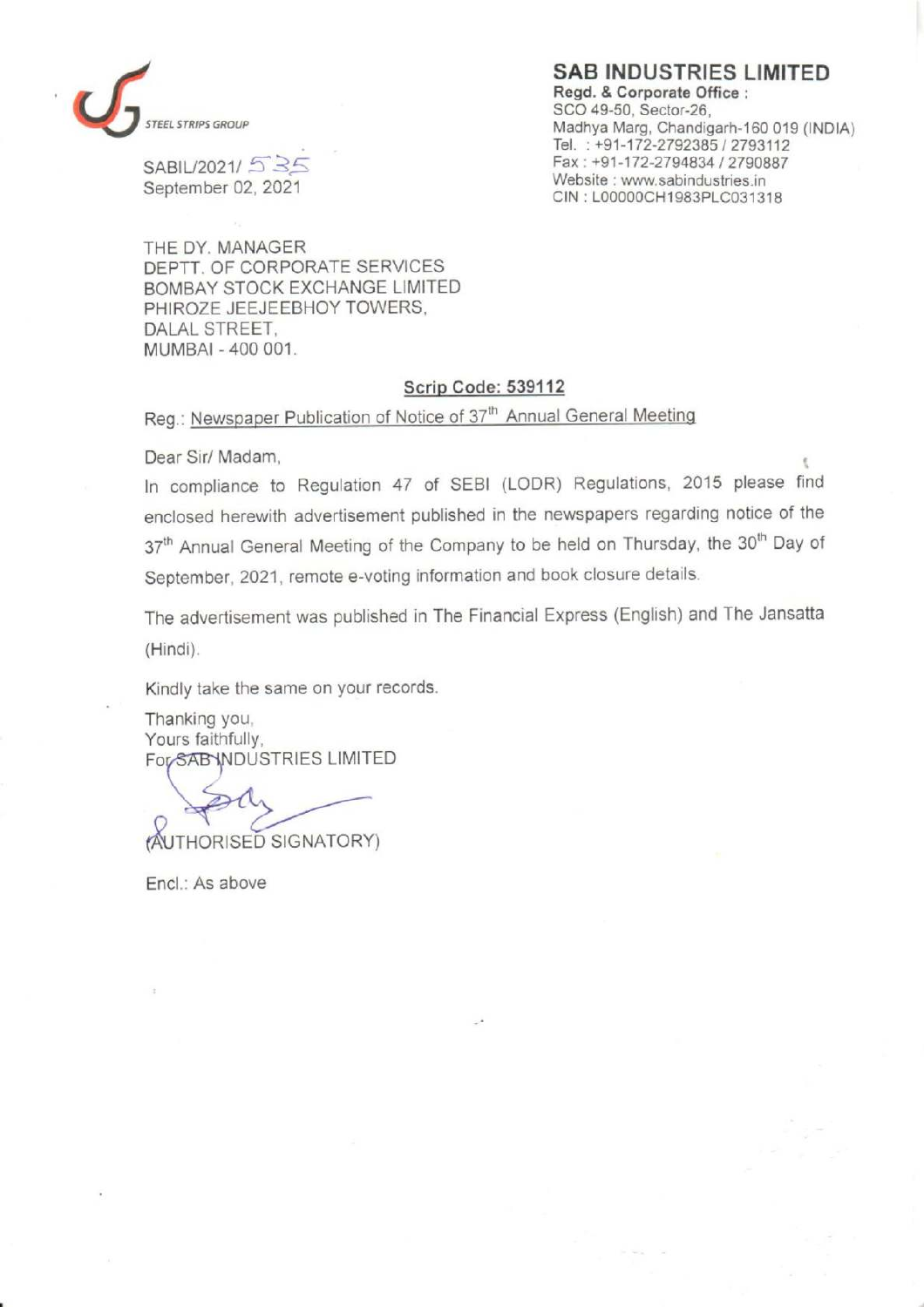STEEL STRIPS GROUP

## SAB INDUSTRIES LIMITED

**Regd. & Corporate Office :**
SCO 49-50, Sector-26,
Madhya Marg, Chandigarh-160 019 (INDIA)
Tel. : +91-172-2792385 / 2793112
Fax : +91-172-2794834 / 2790887
Website : www.sabindustries.in
CIN : L00000CH1983PLC031318

SABIL/2021/ 535
September 02, 2021

THE DY. MANAGER
DEPTT. OF CORPORATE SERVICES
BOMBAY STOCK EXCHANGE LIMITED
PHIROZE JEEJEEBHOY TOWERS,
DALAL STREET,
MUMBAI - 400 001.

**Scrip Code: 539112**

Reg.: Newspaper Publication of Notice of 37th Annual General Meeting

Dear Sir/ Madam,

In compliance to Regulation 47 of SEBI (LODR) Regulations, 2015 please find enclosed herewith advertisement published in the newspapers regarding notice of the 37th Annual General Meeting of the Company to be held on Thursday, the 30th Day of September, 2021, remote e-voting information and book closure details.

The advertisement was published in The Financial Express (English) and The Jansatta (Hindi).

Kindly take the same on your records.

Thanking you,
Yours faithfully,
For SAB INDUSTRIES LIMITED

(AUTHORISED SIGNATORY)

Encl.: As above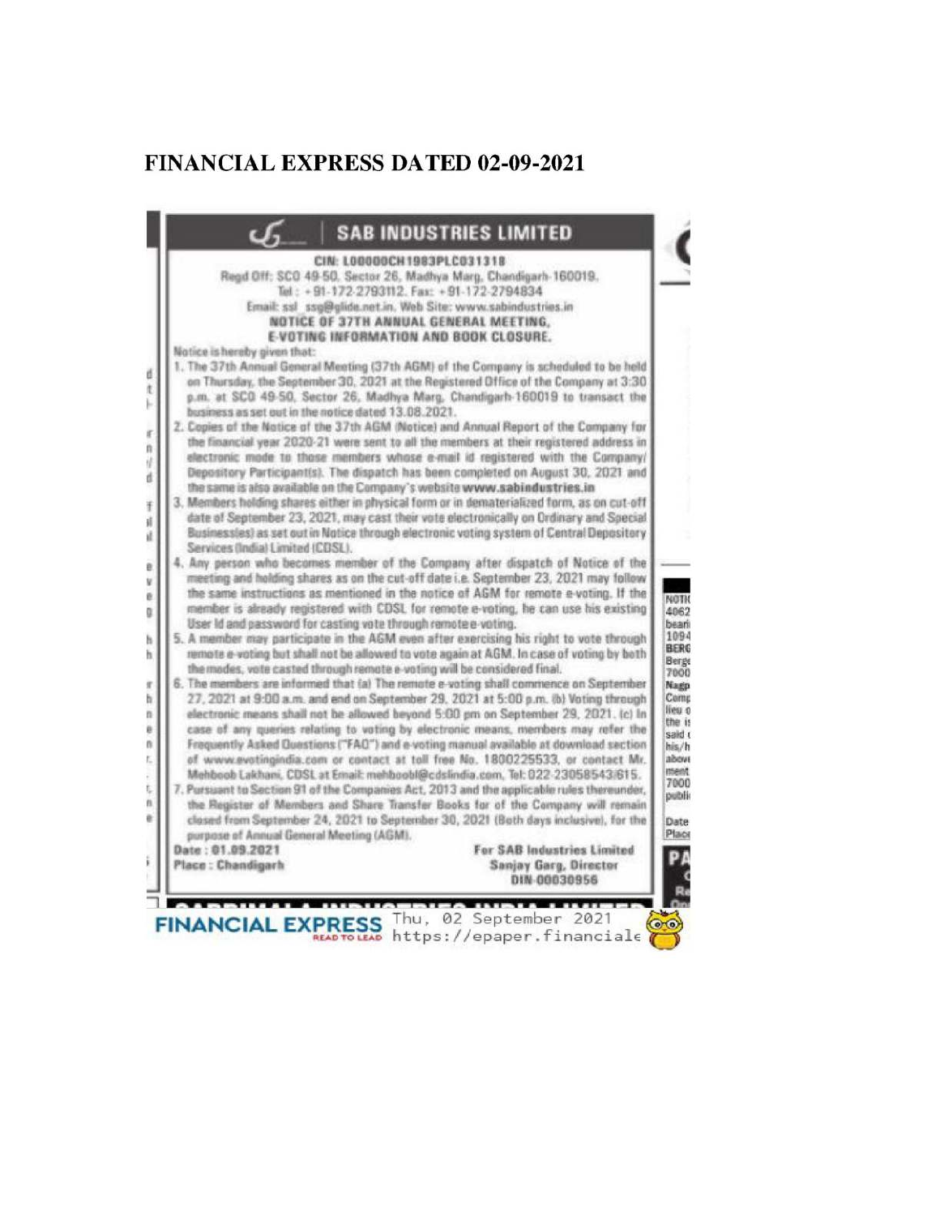# FINANCIAL EXPRESS DATED 02-09-2021

## SAB INDUSTRIES LIMITED

**CIN: L00000CH1983PLC031318**

Regd Off: SCO 49-50, Sector 26, Madhya Marg, Chandigarh-160019.
Tel : +91-172-2793112, Fax: +91-172-2794834
Email: ssl_ssg@glide.net.in, Web Site: www.sabindustries.in

**NOTICE OF 37TH ANNUAL GENERAL MEETING, E-VOTING INFORMATION AND BOOK CLOSURE.**

Notice is hereby given that:

1. The 37th Annual General Meeting (37th AGM) of the Company is scheduled to be held on Thursday, the September 30, 2021 at the Registered Office of the Company at 3:30 p.m. at SCO 49-50, Sector 26, Madhya Marg, Chandigarh-160019 to transact the business as set out in the notice dated 13.08.2021.
2. Copies of the Notice of the 37th AGM (Notice) and Annual Report of the Company for the financial year 2020-21 were sent to all the members at their registered address in electronic mode to those members whose e-mail id registered with the Company/ Depository Participant(s). The dispatch has been completed on August 30, 2021 and the same is also available on the Company's website **www.sabindustries.in**
3. Members holding shares either in physical form or in dematerialized form, as on cut-off date of September 23, 2021, may cast their vote electronically on Ordinary and Special Business(es) as set out in Notice through electronic voting system of Central Depository Services (India) Limited (CDSL).
4. Any person who becomes member of the Company after dispatch of Notice of the meeting and holding shares as on the cut-off date i.e. September 23, 2021 may follow the same instructions as mentioned in the notice of AGM for remote e-voting. If the member is already registered with CDSL for remote e-voting, he can use his existing User Id and password for casting vote through remote e-voting.
5. A member may participate in the AGM even after exercising his right to vote through remote e-voting but shall not be allowed to vote again at AGM. In case of voting by both the modes, vote casted through remote e-voting will be considered final.
6. The members are informed that (a) The remote e-voting shall commence on September 27, 2021 at 9:00 a.m. and end on September 29, 2021 at 5:00 p.m. (b) Voting through electronic means shall not be allowed beyond 5:00 pm on September 29, 2021. (c) In case of any queries relating to voting by electronic means, members may refer the Frequently Asked Questions ("FAQ") and e-voting manual available at download section of www.evotingindia.com or contact at toll free No. 1800225533, or contact Mr. Mehboob Lakhani, CDSL at Email: mehboobl@cdslindia.com, Tel: 022-23058543/615.
7. Pursuant to Section 91 of the Companies Act, 2013 and the applicable rules thereunder, the Register of Members and Share Transfer Books for of the Company will remain closed from September 24, 2021 to September 30, 2021 (Both days inclusive), for the purpose of Annual General Meeting (AGM).

Date : 01.09.2021
Place : Chandigarh

For SAB Industries Limited
Sanjay Garg, Director
DIN-00030956

FINANCIAL EXPRESS Thu, 02 September 2021 https://epaper.financiale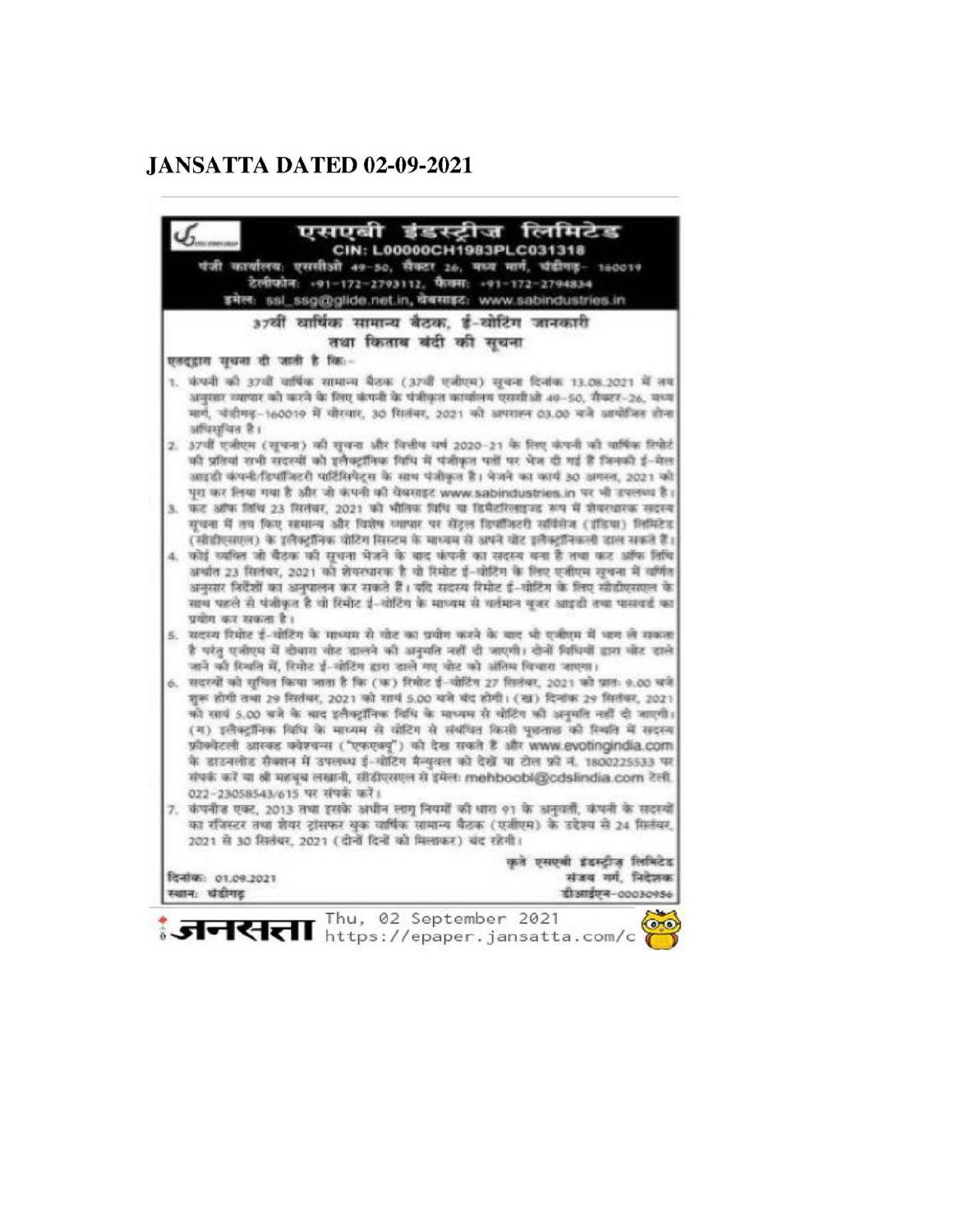# JANSATTA DATED 02-09-2021

## एसएबी इंडस्ट्रीज लिमिटेड

CIN: L00000CH1983PLC031318

पंजी कार्यालय: एससीओ 49-50, सैक्टर 26, मध्य मार्ग, चंडीगढ़- 160019

टेलीफोन: +91-172-2793112, फैक्स: +91-172-2794834

ईमेल: ssl_ssg@glide.net.in, वेबसाइट: www.sabindustries.in

### 37वीं वार्षिक सामान्य बैठक, ई-वोटिंग जानकारी तथा किताब बंदी की सूचना

एतद्द्वारा सूचना दी जाती है कि:-

1. कंपनी की 37वीं वार्षिक सामान्य बैठक (37वीं एजीएम) सूचना दिनांक 13.08.2021 में तय अनुसार व्यापार को करने के लिए कंपनी के पंजीकृत कार्यालय एससीओ 49-50, सैक्टर-26, मध्य मार्ग, चंडीगढ़-160019 में वीरवार, 30 सितंबर, 2021 को अपराह्न 03.00 बजे आयोजित होना अधिसूचित है।
2. 37वीं एजीएम (सूचना) की सूचना और वित्तीय वर्ष 2020-21 के लिए कंपनी की वार्षिक रिपोर्ट की प्रतियां सभी सदस्यों को इलैक्ट्रॉनिक विधि में पंजीकृत पतों पर भेज दी गई है जिनकी ई-मेल आइडी कंपनी/डिपॉजिटरी पार्टिसिपेंट्स के साथ पंजीकृत है। भेजने का कार्य 30 अगस्त, 2021 को पूरा कर लिया गया है और जो कंपनी की वेबसाइट www.sabindustries.in पर भी उपलब्ध है।
3. कट ऑफ तिथि 23 सितंबर, 2021 को भौतिक विधि या डिमैटेरियलाइज्ड रूप में शेयरधारक सदस्य सूचना में तय किए सामान्य और विशेष व्यापार पर सेंट्रल डिपॉजिटरी सर्विसेज (इंडिया) लिमिटेड (सीडीएसएल) के इलैक्ट्रॉनिक वोटिंग सिस्टम के माध्यम से अपने वोट इलैक्ट्रॉनिकली डाल सकते हैं।
4. कोई व्यक्ति जो बैठक की सूचना भेजने के बाद कंपनी का सदस्य बना है तथा कट ऑफ तिथि अर्थात 23 सितंबर, 2021 को शेयरधारक है वो रिमोट ई-वोटिंग के लिए एजीएम सूचना में वर्णित अनुसार निर्देशों का अनुपालन कर सकते हैं। यदि सदस्य रिमोट ई-वोटिंग के लिए सीडीएसएल के साथ पहले से पंजीकृत है वो रिमोट ई-वोटिंग के माध्यम से वर्तमान यूजर आइडी तथा पासवर्ड का प्रयोग कर सकता है।
5. सदस्य रिमोट ई-वोटिंग के माध्यम से वोट का प्रयोग करने के बाद भी एजीएम में भाग ले सकता है परंतु एजीएम में दोबारा वोट डालने की अनुमति नहीं दी जाएगी। दोनों विधियों द्वारा वोट डाले जाने की स्थिति में, रिमोट ई-वोटिंग द्वारा डाले गए वोट को अंतिम विचारा जाएगा।
6. सदस्यों को सूचित किया जाता है कि (क) रिमोट ई-वोटिंग 27 सितंबर, 2021 को प्रातः 9.00 बजे शुरू होगी तथा 29 सितंबर, 2021 को सायं 5.00 बजे बंद होगी। (ख) दिनांक 29 सितंबर, 2021 को सायं 5.00 बजे के बाद इलैक्ट्रॉनिक विधि के माध्यम से वोटिंग की अनुमति नहीं दी जाएगी। (ग) इलैक्ट्रॉनिक विधि के माध्यम से वोटिंग से संबंधित किसी पूछताछ की स्थिति में सदस्य फ्रीक्वेंटली आस्क्ड क्वेश्चन्स ("एफएक्यू") को देख सकते हैं और www.evotingindia.com के डाउनलोड सैक्शन में उपलब्ध ई-वोटिंग मैन्युअल को देखें या टोल फ्री नं. 1800225533 पर संपर्क करें या श्री महबूब लखानी, सीडीएसएल से ईमेल: mehboobl@cdslindia.com टेली. 022-23058543/615 पर संपर्क करें।
7. कंपनीज एक्ट, 2013 तथा इसके अधीन लागू नियमों की धारा 91 के अनुवर्ती, कंपनी के सदस्यों का रजिस्टर तथा शेयर ट्रांसफर बुक वार्षिक सामान्य बैठक (एजीएम) के उद्देश्य से 24 सितंबर, 2021 से 30 सितंबर, 2021 (दोनों दिनों को मिलाकर) बंद रहेंगी।

दिनांक: 01.09.2021

स्थान: चंडीगढ़

कृते एसएबी इंडस्ट्रीज लिमिटेड

संजय गर्ग, निदेशक

डीआईएन-00030956

जनसत्ता Thu, 02 September 2021 https://epaper.jansatta.com/c